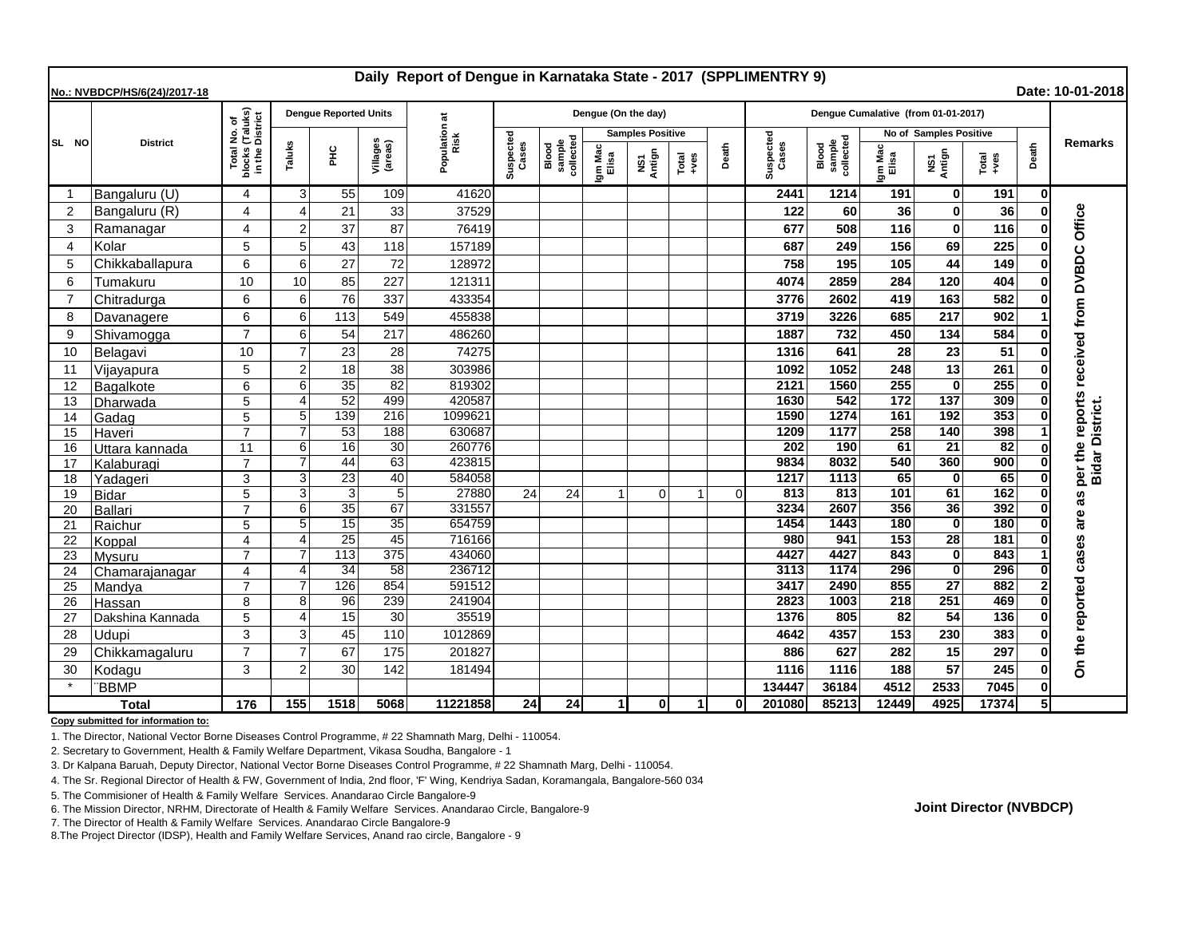# Daily Report of Dengue in Karnataka State - 2017 (SPPLIMENTRY 9)

**No.: NVBDCP/HS/6(24)/2017-18** **Date: 10-01-2018**

| SL NO | District | Total No. of blocks (Taluks) in the District | Dengue Reported Units | | | Population at Risk | Dengue (On the day) | | | | | | Dengue Cumalative (from 01-01-2017) | | | | | | Remarks |
|---|---|---|---|---|---|---|---|---|---|---|---|---|---|---|---|---|---|---|---|
| | | | Taluks | PHC | Villages (areas) | | Suspected Cases | Blood sample collected | Samples Positive | | | Death | Suspected Cases | Blood sample collected | No of Samples Positive | | | Death | |
| | | | | | | | | | Igm Mac Elisa | NS1 Antign | Total +ves | | | | Igm Mac Elisa | NS1 Antign | Total +ves | | |
| 1 | Bangaluru (U) | 4 | 3 | 55 | 109 | 41620 | | | | | | | 2441 | 1214 | 191 | 0 | 191 | 0 | On the reported cases are as per the reports received from DVBDC Office Bidar District. |
| 2 | Bangaluru (R) | 4 | 4 | 21 | 33 | 37529 | | | | | | | 122 | 60 | 36 | 0 | 36 | 0 | |
| 3 | Ramanagar | 4 | 2 | 37 | 87 | 76419 | | | | | | | 677 | 508 | 116 | 0 | 116 | 0 | |
| 4 | Kolar | 5 | 5 | 43 | 118 | 157189 | | | | | | | 687 | 249 | 156 | 69 | 225 | 0 | |
| 5 | Chikkaballapura | 6 | 6 | 27 | 72 | 128972 | | | | | | | 758 | 195 | 105 | 44 | 149 | 0 | |
| 6 | Tumakuru | 10 | 10 | 85 | 227 | 121311 | | | | | | | 4074 | 2859 | 284 | 120 | 404 | 0 | |
| 7 | Chitradurga | 6 | 6 | 76 | 337 | 433354 | | | | | | | 3776 | 2602 | 419 | 163 | 582 | 0 | |
| 8 | Davanagere | 6 | 6 | 113 | 549 | 455838 | | | | | | | 3719 | 3226 | 685 | 217 | 902 | 1 | |
| 9 | Shivamogga | 7 | 6 | 54 | 217 | 486260 | | | | | | | 1887 | 732 | 450 | 134 | 584 | 0 | |
| 10 | Belagavi | 10 | 7 | 23 | 28 | 74275 | | | | | | | 1316 | 641 | 28 | 23 | 51 | 0 | |
| 11 | Vijayapura | 5 | 2 | 18 | 38 | 303986 | | | | | | | 1092 | 1052 | 248 | 13 | 261 | 0 | |
| 12 | Bagalkote | 6 | 6 | 35 | 82 | 819302 | | | | | | | 2121 | 1560 | 255 | 0 | 255 | 0 | |
| 13 | Dharwada | 5 | 4 | 52 | 499 | 420587 | | | | | | | 1630 | 542 | 172 | 137 | 309 | 0 | |
| 14 | Gadag | 5 | 5 | 139 | 216 | 1099621 | | | | | | | 1590 | 1274 | 161 | 192 | 353 | 0 | |
| 15 | Haveri | 7 | 7 | 53 | 188 | 630687 | | | | | | | 1209 | 1177 | 258 | 140 | 398 | 1 | |
| 16 | Uttara kannada | 11 | 6 | 16 | 30 | 260776 | | | | | | | 202 | 190 | 61 | 21 | 82 | 0 | |
| 17 | Kalaburagi | 7 | 7 | 44 | 63 | 423815 | | | | | | | 9834 | 8032 | 540 | 360 | 900 | 0 | |
| 18 | Yadageri | 3 | 3 | 23 | 40 | 584058 | | | | | | | 1217 | 1113 | 65 | 0 | 65 | 0 | |
| 19 | Bidar | 5 | 3 | 3 | 5 | 27880 | 24 | 24 | 1 | 0 | 1 | 0 | 813 | 813 | 101 | 61 | 162 | 0 | |
| 20 | Ballari | 7 | 6 | 35 | 67 | 331557 | | | | | | | 3234 | 2607 | 356 | 36 | 392 | 0 | |
| 21 | Raichur | 5 | 5 | 15 | 35 | 654759 | | | | | | | 1454 | 1443 | 180 | 0 | 180 | 0 | |
| 22 | Koppal | 4 | 4 | 25 | 45 | 716166 | | | | | | | 980 | 941 | 153 | 28 | 181 | 0 | |
| 23 | Mysuru | 7 | 7 | 113 | 375 | 434060 | | | | | | | 4427 | 4427 | 843 | 0 | 843 | 1 | |
| 24 | Chamarajanagar | 4 | 4 | 34 | 58 | 236712 | | | | | | | 3113 | 1174 | 296 | 0 | 296 | 0 | |
| 25 | Mandya | 7 | 7 | 126 | 854 | 591512 | | | | | | | 3417 | 2490 | 855 | 27 | 882 | 2 | |
| 26 | Hassan | 8 | 8 | 96 | 239 | 241904 | | | | | | | 2823 | 1003 | 218 | 251 | 469 | 0 | |
| 27 | Dakshina Kannada | 5 | 4 | 15 | 30 | 35519 | | | | | | | 1376 | 805 | 82 | 54 | 136 | 0 | |
| 28 | Udupi | 3 | 3 | 45 | 110 | 1012869 | | | | | | | 4642 | 4357 | 153 | 230 | 383 | 0 | |
| 29 | Chikkamagaluru | 7 | 7 | 67 | 175 | 201827 | | | | | | | 886 | 627 | 282 | 15 | 297 | 0 | |
| 30 | Kodagu | 3 | 2 | 30 | 142 | 181494 | | | | | | | 1116 | 1116 | 188 | 57 | 245 | 0 | |
| * | BBMP | | | | | | | | | | | | 134447 | 36184 | 4512 | 2533 | 7045 | 0 | |
| | **Total** | **176** | **155** | **1518** | **5068** | **11221858** | **24** | **24** | **1** | **0** | **1** | **0** | **201080** | **85213** | **12449** | **4925** | **17374** | **5** | |

**Copy submitted for information to:**

1. The Director, National Vector Borne Diseases Control Programme, # 22 Shamnath Marg, Delhi - 110054.
2. Secretary to Government, Health & Family Welfare Department, Vikasa Soudha, Bangalore - 1
3. Dr Kalpana Baruah, Deputy Director, National Vector Borne Diseases Control Programme, # 22 Shamnath Marg, Delhi - 110054.
4. The Sr. Regional Director of Health & FW, Government of India, 2nd floor, 'F' Wing, Kendriya Sadan, Koramangala, Bangalore-560 034
5. The Commisioner of Health & Family Welfare Services. Anandarao Circle Bangalore-9
6. The Mission Director, NRHM, Directorate of Health & Family Welfare Services. Anandarao Circle, Bangalore-9
7. The Director of Health & Family Welfare Services. Anandarao Circle Bangalore-9
8. The Project Director (IDSP), Health and Family Welfare Services, Anand rao circle, Bangalore - 9

**Joint Director (NVBDCP)**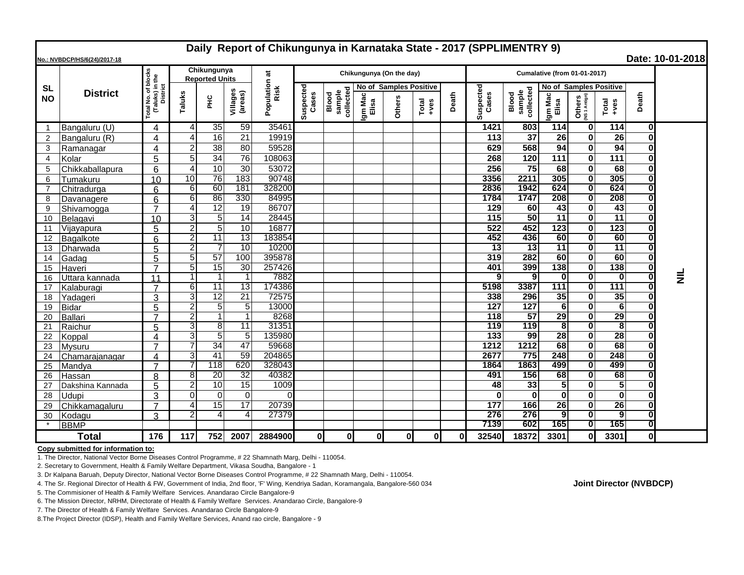# Daily Report of Chikungunya in Karnataka State - 2017 (SPPLIMENTRY 9)

**No.: NVBDCP/HS/6(24)/2017-18**

**Date: 10-01-2018**

| SL NO | District | Total No. of blocks (Taluks) in the District | Chikungunya Reported Units | | | Population at Risk | Chikungunya (On the day) | | | | | | Cumalative (from 01-01-2017) | | | | | | |
|---|---|---|---|---|---|---|---|---|---|---|---|---|---|---|---|---|---|---|---|
| | | | Taluks | PHC | Villages (areas) | | Suspected Cases | Blood sample collected | No of Samples Positive | | | Death | Suspected Cases | Blood sample collected | No of Samples Positive | | | Death | |
| | | | | | | | | | Igm Mac Elisa | Others | Total +ves | | | | Igm Mac Elisa | Others (NS 1 Antign) | Total +ves | | |
| 1 | Bangaluru (U) | 4 | 4 | 35 | 59 | 35461 | | | | | | | 1421 | 803 | 114 | 0 | 114 | 0 | NIL |
| 2 | Bangaluru (R) | 4 | 4 | 16 | 21 | 19919 | | | | | | | 113 | 37 | 26 | 0 | 26 | 0 | |
| 3 | Ramanagar | 4 | 2 | 38 | 80 | 59528 | | | | | | | 629 | 568 | 94 | 0 | 94 | 0 | |
| 4 | Kolar | 5 | 5 | 34 | 76 | 108063 | | | | | | | 268 | 120 | 111 | 0 | 111 | 0 | |
| 5 | Chikkaballapura | 6 | 4 | 10 | 30 | 53072 | | | | | | | 256 | 75 | 68 | 0 | 68 | 0 | |
| 6 | Tumakuru | 10 | 10 | 76 | 183 | 90748 | | | | | | | 3356 | 2211 | 305 | 0 | 305 | 0 | |
| 7 | Chitradurga | 6 | 6 | 60 | 181 | 328200 | | | | | | | 2836 | 1942 | 624 | 0 | 624 | 0 | |
| 8 | Davanagere | 6 | 6 | 86 | 330 | 84995 | | | | | | | 1784 | 1747 | 208 | 0 | 208 | 0 | |
| 9 | Shivamogga | 7 | 4 | 12 | 19 | 86707 | | | | | | | 129 | 60 | 43 | 0 | 43 | 0 | |
| 10 | Belagavi | 10 | 3 | 5 | 14 | 28445 | | | | | | | 115 | 50 | 11 | 0 | 11 | 0 | |
| 11 | Vijayapura | 5 | 2 | 5 | 10 | 16877 | | | | | | | 522 | 452 | 123 | 0 | 123 | 0 | |
| 12 | Bagalkote | 6 | 2 | 11 | 13 | 183854 | | | | | | | 452 | 436 | 60 | 0 | 60 | 0 | |
| 13 | Dharwada | 5 | 2 | 7 | 10 | 10200 | | | | | | | 13 | 13 | 11 | 0 | 11 | 0 | |
| 14 | Gadag | 5 | 5 | 57 | 100 | 395878 | | | | | | | 319 | 282 | 60 | 0 | 60 | 0 | |
| 15 | Haveri | 7 | 5 | 15 | 30 | 257426 | | | | | | | 401 | 399 | 138 | 0 | 138 | 0 | |
| 16 | Uttara kannada | 11 | 1 | 1 | 1 | 7882 | | | | | | | 9 | 9 | 0 | 0 | 0 | 0 | |
| 17 | Kalaburagi | 7 | 6 | 11 | 13 | 174386 | | | | | | | 5198 | 3387 | 111 | 0 | 111 | 0 | |
| 18 | Yadageri | 3 | 3 | 12 | 21 | 72575 | | | | | | | 338 | 296 | 35 | 0 | 35 | 0 | |
| 19 | Bidar | 5 | 2 | 5 | 5 | 13000 | | | | | | | 127 | 127 | 6 | 0 | 6 | 0 | |
| 20 | Ballari | 7 | 2 | 1 | 1 | 8268 | | | | | | | 118 | 57 | 29 | 0 | 29 | 0 | |
| 21 | Raichur | 5 | 3 | 8 | 11 | 31351 | | | | | | | 119 | 119 | 8 | 0 | 8 | 0 | |
| 22 | Koppal | 4 | 3 | 5 | 5 | 135980 | | | | | | | 133 | 99 | 28 | 0 | 28 | 0 | |
| 23 | Mysuru | 7 | 7 | 34 | 47 | 59668 | | | | | | | 1212 | 1212 | 68 | 0 | 68 | 0 | |
| 24 | Chamarajanagar | 4 | 3 | 41 | 59 | 204865 | | | | | | | 2677 | 775 | 248 | 0 | 248 | 0 | |
| 25 | Mandya | 7 | 7 | 118 | 620 | 328043 | | | | | | | 1864 | 1863 | 499 | 0 | 499 | 0 | |
| 26 | Hassan | 8 | 8 | 20 | 32 | 40382 | | | | | | | 491 | 156 | 68 | 0 | 68 | 0 | |
| 27 | Dakshina Kannada | 5 | 2 | 10 | 15 | 1009 | | | | | | | 48 | 33 | 5 | 0 | 5 | 0 | |
| 28 | Udupi | 3 | 0 | 0 | 0 | 0 | | | | | | | 0 | 0 | 0 | 0 | 0 | 0 | |
| 29 | Chikkamagaluru | 7 | 4 | 15 | 17 | 20739 | | | | | | | 177 | 166 | 26 | 0 | 26 | 0 | |
| 30 | Kodagu | 3 | 2 | 4 | 4 | 27379 | | | | | | | 276 | 276 | 9 | 0 | 9 | 0 | |
| * | BBMP | | | | | | | | | | | | 7139 | 602 | 165 | 0 | 165 | 0 | |
| | **Total** | 176 | 117 | 752 | 2007 | 2884900 | 0 | 0 | 0 | 0 | 0 | 0 | 32540 | 18372 | 3301 | 0 | 3301 | 0 | |

**Copy submitted for information to:**

1. The Director, National Vector Borne Diseases Control Programme, # 22 Shamnath Marg, Delhi - 110054.
2. Secretary to Government, Health & Family Welfare Department, Vikasa Soudha, Bangalore - 1
3. Dr Kalpana Baruah, Deputy Director, National Vector Borne Diseases Control Programme, # 22 Shamnath Marg, Delhi - 110054.
4. The Sr. Regional Director of Health & FW, Government of India, 2nd floor, 'F' Wing, Kendriya Sadan, Koramangala, Bangalore-560 034
5. The Commisioner of Health & Family Welfare Services. Anandarao Circle Bangalore-9
6. The Mission Director, NRHM, Directorate of Health & Family Welfare Services. Anandarao Circle, Bangalore-9
7. The Director of Health & Family Welfare Services. Anandarao Circle Bangalore-9
8. The Project Director (IDSP), Health and Family Welfare Services, Anand rao circle, Bangalore - 9

**Joint Director (NVBDCP)**